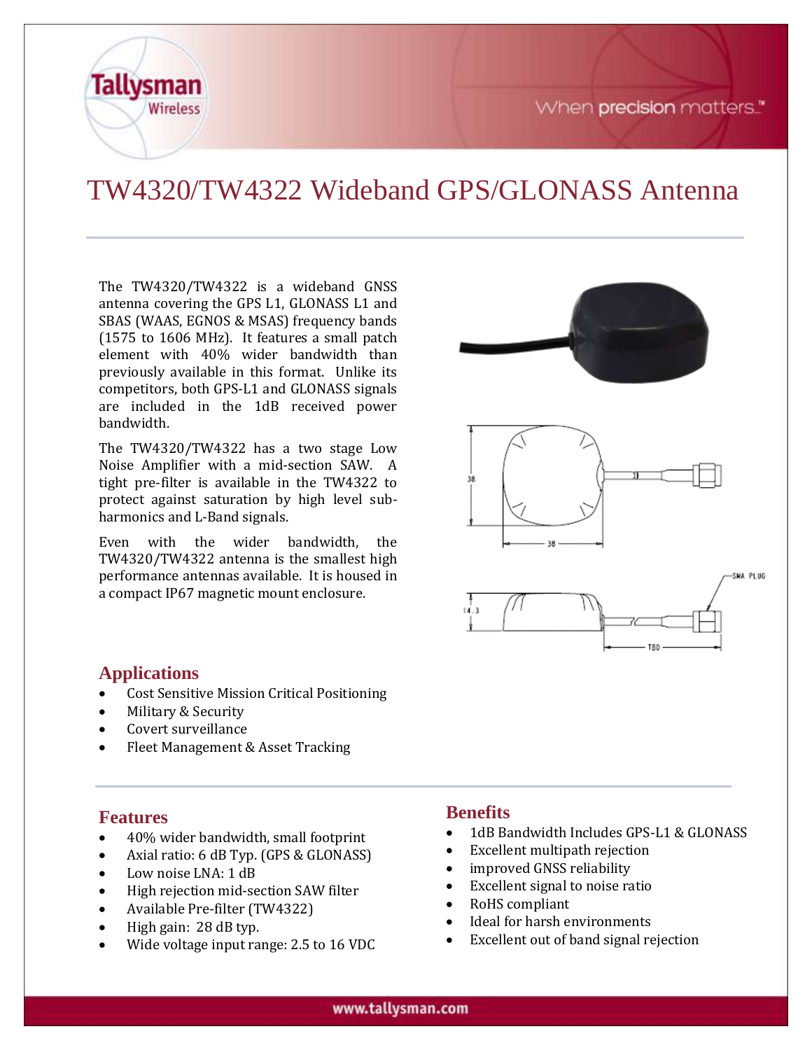# TW4320/TW4322 Wideband GPS/GLONASS Antenna

The TW4320/TW4322 is a wideband GNSS antenna covering the GPS L1, GLONASS L1 and SBAS (WAAS, EGNOS & MSAS) frequency bands (1575 to 1606 MHz). It features a small patch element with 40% wider bandwidth than previously available in this format. Unlike its competitors, both GPS-L1 and GLONASS signals are included in the 1dB received power bandwidth.

The TW4320/TW4322 has a two stage Low Noise Amplifier with a mid-section SAW. A tight pre-filter is available in the TW4322 to protect against saturation by high level sub-harmonics and L-Band signals.

Even with the wider bandwidth, the TW4320/TW4322 antenna is the smallest high performance antennas available. It is housed in a compact IP67 magnetic mount enclosure.

## Applications

- Cost Sensitive Mission Critical Positioning
- Military & Security
- Covert surveillance
- Fleet Management & Asset Tracking

## Features

- 40% wider bandwidth, small footprint
- Axial ratio: 6 dB Typ. (GPS & GLONASS)
- Low noise LNA: 1 dB
- High rejection mid-section SAW filter
- Available Pre-filter (TW4322)
- High gain: 28 dB typ.
- Wide voltage input range: 2.5 to 16 VDC

## Benefits

- 1dB Bandwidth Includes GPS-L1 & GLONASS
- Excellent multipath rejection
- improved GNSS reliability
- Excellent signal to noise ratio
- RoHS compliant
- Ideal for harsh environments
- Excellent out of band signal rejection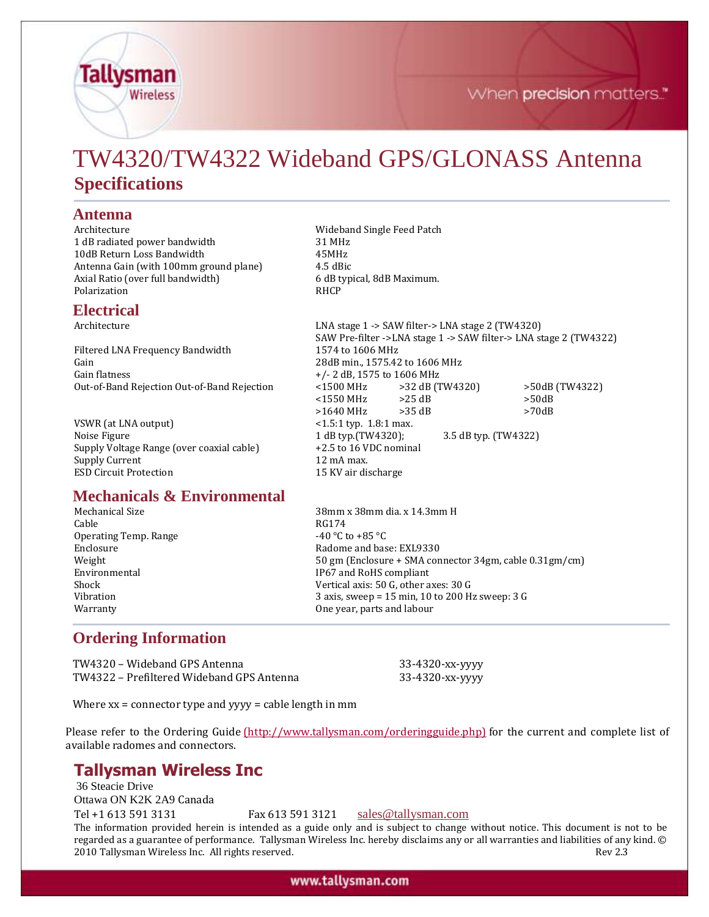# TW4320/TW4322 Wideband GPS/GLONASS Antenna

## Specifications

### Antenna

| | |
|---|---|
| Architecture | Wideband Single Feed Patch |
| 1 dB radiated power bandwidth | 31 MHz |
| 10dB Return Loss Bandwidth | 45MHz |
| Antenna Gain (with 100mm ground plane) | 4.5 dBic |
| Axial Ratio (over full bandwidth) | 6 dB typical, 8dB Maximum. |
| Polarization | RHCP |

### Electrical

| | | | |
|---|---|---|---|
| Architecture | LNA stage 1 -> SAW filter-> LNA stage 2 (TW4320) | | |
| | SAW Pre-filter ->LNA stage 1 -> SAW filter-> LNA stage 2 (TW4322) | | |
| Filtered LNA Frequency Bandwidth | 1574 to 1606 MHz | | |
| Gain | 28dB min., 1575.42 to 1606 MHz | | |
| Gain flatness | +/- 2 dB, 1575 to 1606 MHz | | |
| Out-of-Band Rejection Out-of-Band Rejection | <1500 MHz | >32 dB (TW4320) | >50dB (TW4322) |
| | <1550 MHz | >25 dB | >50dB |
| | >1640 MHz | >35 dB | >70dB |
| VSWR (at LNA output) | <1.5:1 typ. 1.8:1 max. | | |
| Noise Figure | 1 dB typ.(TW4320); | 3.5 dB typ. (TW4322) | |
| Supply Voltage Range (over coaxial cable) | +2.5 to 16 VDC nominal | | |
| Supply Current | 12 mA max. | | |
| ESD Circuit Protection | 15 KV air discharge | | |

### Mechanicals & Environmental

| | |
|---|---|
| Mechanical Size | 38mm x 38mm dia. x 14.3mm H |
| Cable | RG174 |
| Operating Temp. Range | -40 °C to +85 °C |
| Enclosure | Radome and base: EXL9330 |
| Weight | 50 gm (Enclosure + SMA connector 34gm, cable 0.31gm/cm) |
| Environmental | IP67 and RoHS compliant |
| Shock | Vertical axis: 50 G, other axes: 30 G |
| Vibration | 3 axis, sweep = 15 min, 10 to 200 Hz sweep: 3 G |
| Warranty | One year, parts and labour |

### Ordering Information

| | |
|---|---|
| TW4320 – Wideband GPS Antenna | 33-4320-xx-yyyy |
| TW4322 – Prefiltered Wideband GPS Antenna | 33-4320-xx-yyyy |

Where xx = connector type and yyyy = cable length in mm

Please refer to the Ordering Guide (http://www.tallysman.com/orderingguide.php) for the current and complete list of available radomes and connectors.

## Tallysman Wireless Inc

36 Steacie Drive
Ottawa ON K2K 2A9 Canada
Tel +1 613 591 3131 Fax 613 591 3121 sales@tallysman.com

The information provided herein is intended as a guide only and is subject to change without notice. This document is not to be regarded as a guarantee of performance. Tallysman Wireless Inc. hereby disclaims any or all warranties and liabilities of any kind. © 2010 Tallysman Wireless Inc. All rights reserved. Rev 2.3